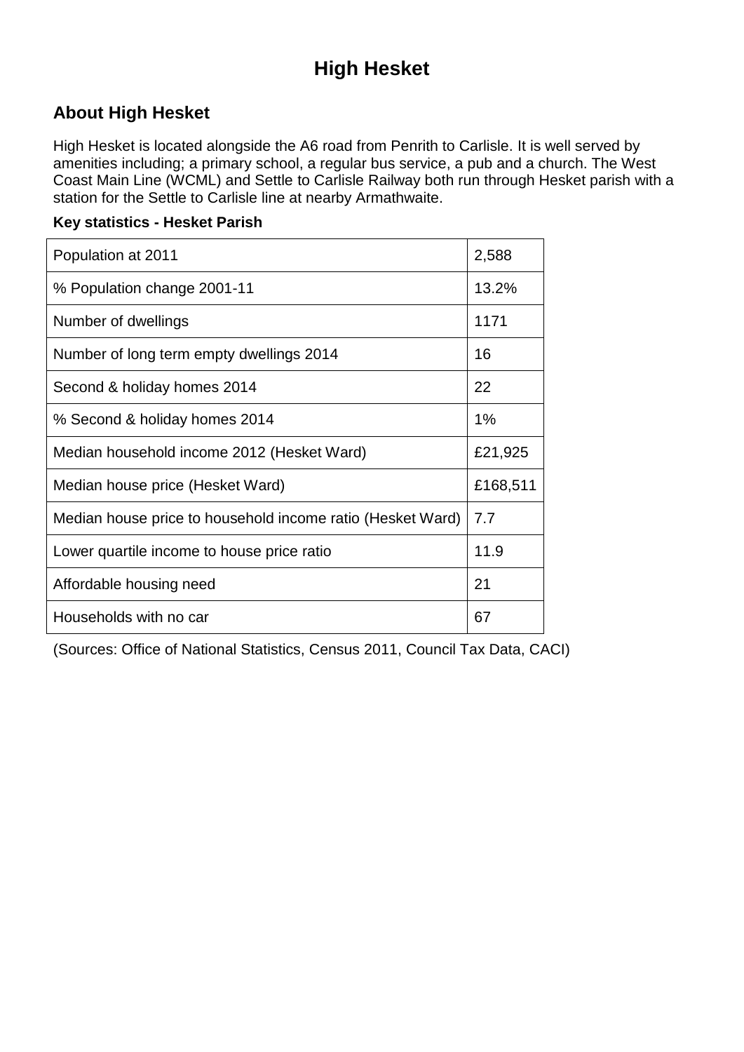# High Hesket

## About High Hesket

High Hesket is located alongside the A6 road from Penrith to Carlisle. It is well served by amenities including; a primary school, a regular bus service, a pub and a church. The West Coast Main Line (WCML) and Settle to Carlisle Railway both run through Hesket parish with a station for the Settle to Carlisle line at nearby Armathwaite.

**Key statistics - Hesket Parish**

| | |
|---|---|
| Population at 2011 | 2,588 |
| % Population change 2001-11 | 13.2% |
| Number of dwellings | 1171 |
| Number of long term empty dwellings 2014 | 16 |
| Second & holiday homes 2014 | 22 |
| % Second & holiday homes 2014 | 1% |
| Median household income 2012 (Hesket Ward) | £21,925 |
| Median house price (Hesket Ward) | £168,511 |
| Median house price to household income ratio (Hesket Ward) | 7.7 |
| Lower quartile income to house price ratio | 11.9 |
| Affordable housing need | 21 |
| Households with no car | 67 |

(Sources: Office of National Statistics, Census 2011, Council Tax Data, CACI)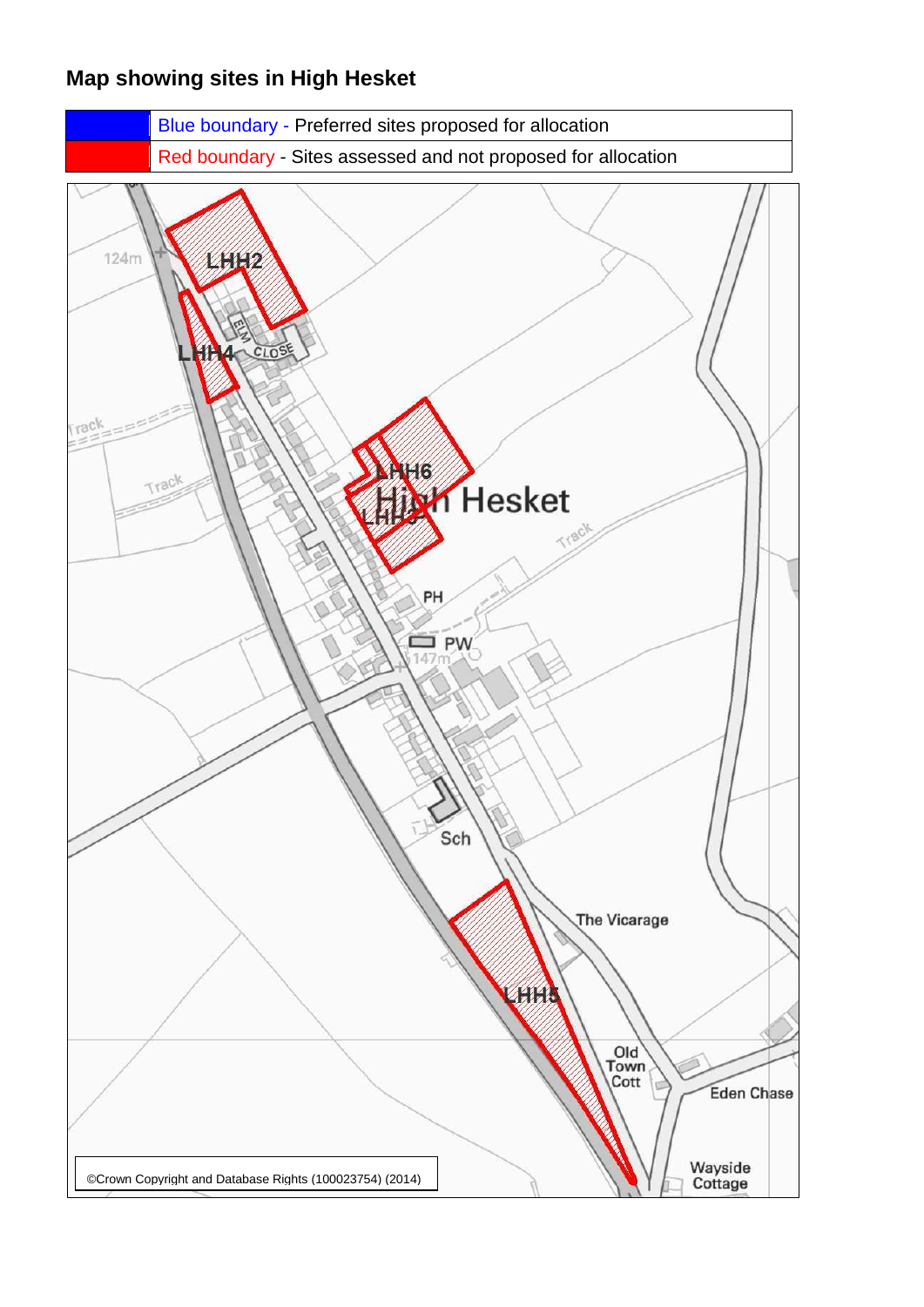**Map showing sites in High Hesket**

| | |
|---|---|
| | Blue boundary - Preferred sites proposed for allocation |
| | Red boundary - Sites assessed and not proposed for allocation |

LHH2

LHH4

ELM CLOSE

LHH6

High Hesket

LHH3

PH

PW

Sch

The Vicarage

LHH5

Old Town Cott

Eden Chase

Wayside Cottage

©Crown Copyright and Database Rights (100023754) (2014)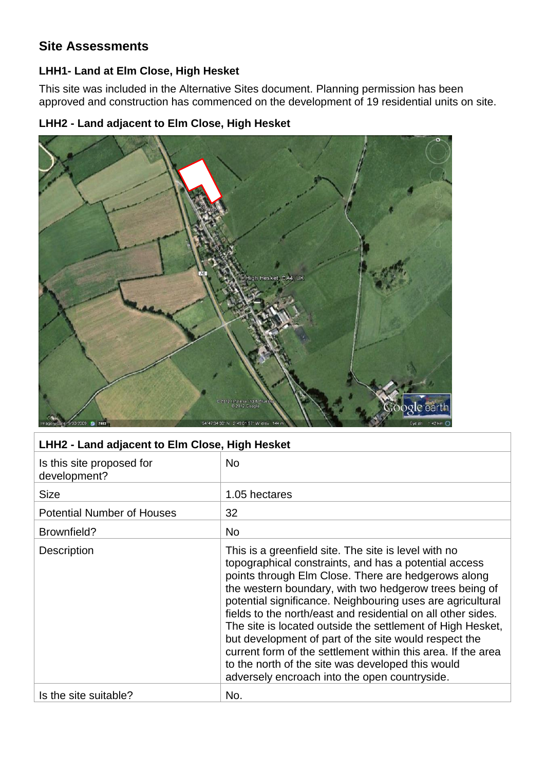## Site Assessments

### LHH1- Land at Elm Close, High Hesket

This site was included in the Alternative Sites document. Planning permission has been approved and construction has commenced on the development of 19 residential units on site.

### LHH2 - Land adjacent to Elm Close, High Hesket

| LHH2 - Land adjacent to Elm Close, High Hesket | |
|---|---|
| Is this site proposed for development? | No |
| Size | 1.05 hectares |
| Potential Number of Houses | 32 |
| Brownfield? | No |
| Description | This is a greenfield site. The site is level with no topographical constraints, and has a potential access points through Elm Close. There are hedgerows along the western boundary, with two hedgerow trees being of potential significance. Neighbouring uses are agricultural fields to the north/east and residential on all other sides. The site is located outside the settlement of High Hesket, but development of part of the site would respect the current form of the settlement within this area. If the area to the north of the site was developed this would adversely encroach into the open countryside. |
| Is the site suitable? | No. |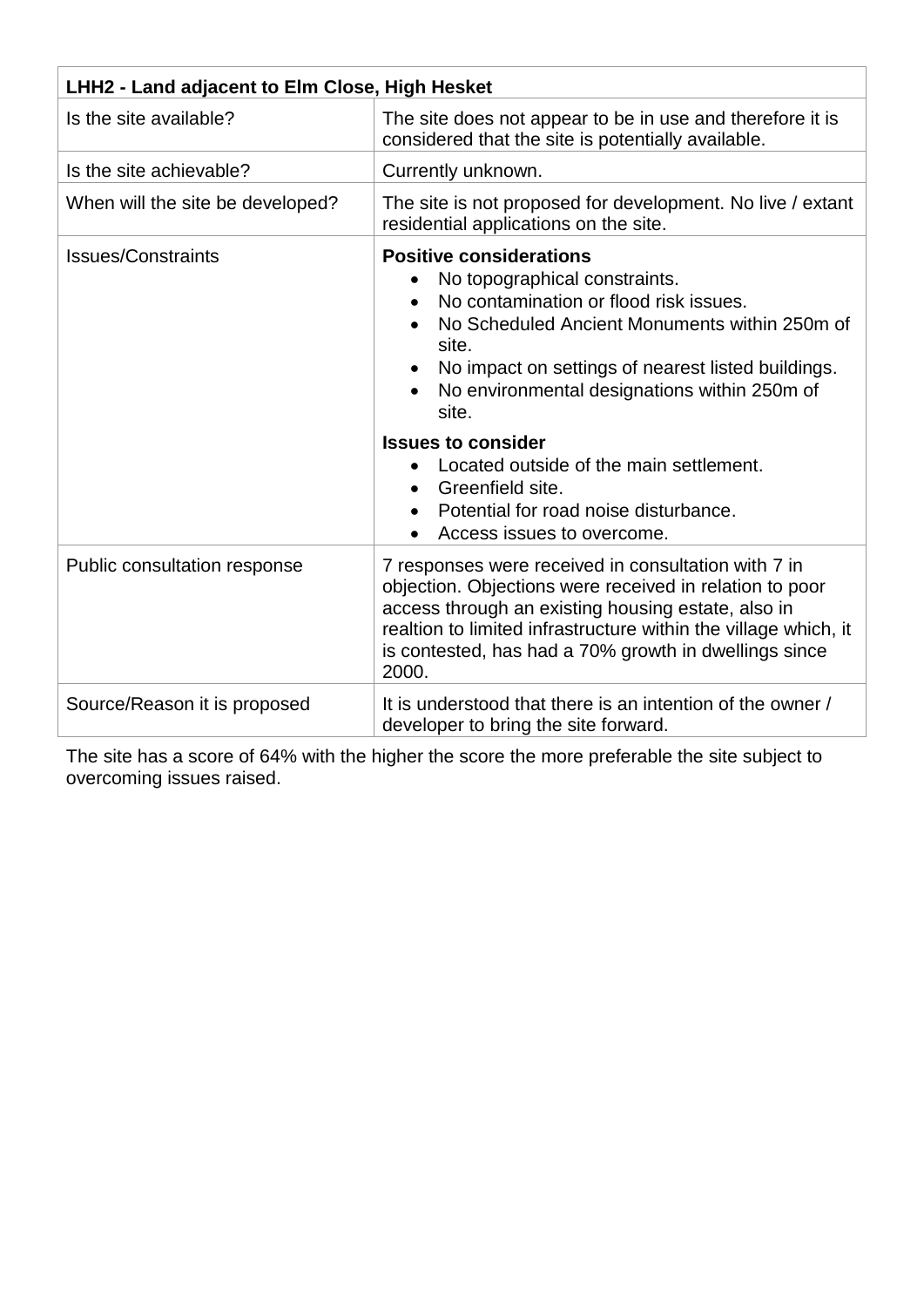| LHH2 - Land adjacent to Elm Close, High Hesket | |
|---|---|
| Is the site available? | The site does not appear to be in use and therefore it is considered that the site is potentially available. |
| Is the site achievable? | Currently unknown. |
| When will the site be developed? | The site is not proposed for development. No live / extant residential applications on the site. |
| Issues/Constraints | **Positive considerations**<br>• No topographical constraints.<br>• No contamination or flood risk issues.<br>• No Scheduled Ancient Monuments within 250m of site.<br>• No impact on settings of nearest listed buildings.<br>• No environmental designations within 250m of site.<br>**Issues to consider**<br>• Located outside of the main settlement.<br>• Greenfield site.<br>• Potential for road noise disturbance.<br>• Access issues to overcome. |
| Public consultation response | 7 responses were received in consultation with 7 in objection. Objections were received in relation to poor access through an existing housing estate, also in realtion to limited infrastructure within the village which, it is contested, has had a 70% growth in dwellings since 2000. |
| Source/Reason it is proposed | It is understood that there is an intention of the owner / developer to bring the site forward. |

The site has a score of 64% with the higher the score the more preferable the site subject to overcoming issues raised.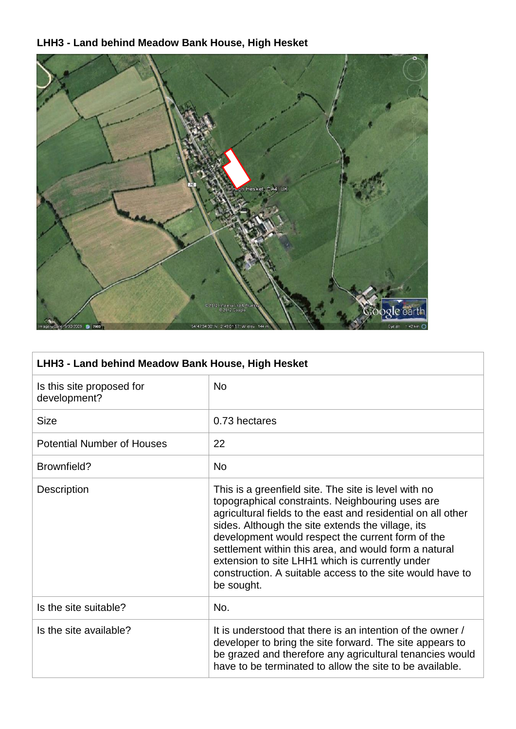**LHH3 - Land behind Meadow Bank House, High Hesket**

| LHH3 - Land behind Meadow Bank House, High Hesket | |
|---|---|
| Is this site proposed for development? | No |
| Size | 0.73 hectares |
| Potential Number of Houses | 22 |
| Brownfield? | No |
| Description | This is a greenfield site. The site is level with no topographical constraints. Neighbouring uses are agricultural fields to the east and residential on all other sides. Although the site extends the village, its development would respect the current form of the settlement within this area, and would form a natural extension to site LHH1 which is currently under construction. A suitable access to the site would have to be sought. |
| Is the site suitable? | No. |
| Is the site available? | It is understood that there is an intention of the owner / developer to bring the site forward. The site appears to be grazed and therefore any agricultural tenancies would have to be terminated to allow the site to be available. |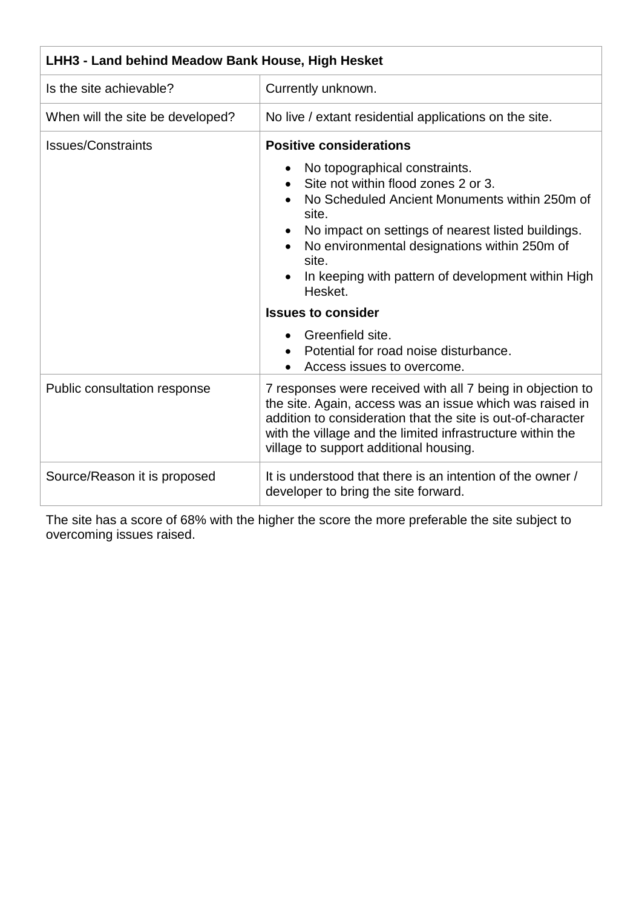| **LHH3 - Land behind Meadow Bank House, High Hesket** | |
|---|---|
| Is the site achievable? | Currently unknown. |
| When will the site be developed? | No live / extant residential applications on the site. |
| Issues/Constraints | **Positive considerations**<br>• No topographical constraints.<br>• Site not within flood zones 2 or 3.<br>• No Scheduled Ancient Monuments within 250m of site.<br>• No impact on settings of nearest listed buildings.<br>• No environmental designations within 250m of site.<br>• In keeping with pattern of development within High Hesket.<br>**Issues to consider**<br>• Greenfield site.<br>• Potential for road noise disturbance.<br>• Access issues to overcome. |
| Public consultation response | 7 responses were received with all 7 being in objection to the site. Again, access was an issue which was raised in addition to consideration that the site is out-of-character with the village and the limited infrastructure within the village to support additional housing. |
| Source/Reason it is proposed | It is understood that there is an intention of the owner / developer to bring the site forward. |

The site has a score of 68% with the higher the score the more preferable the site subject to overcoming issues raised.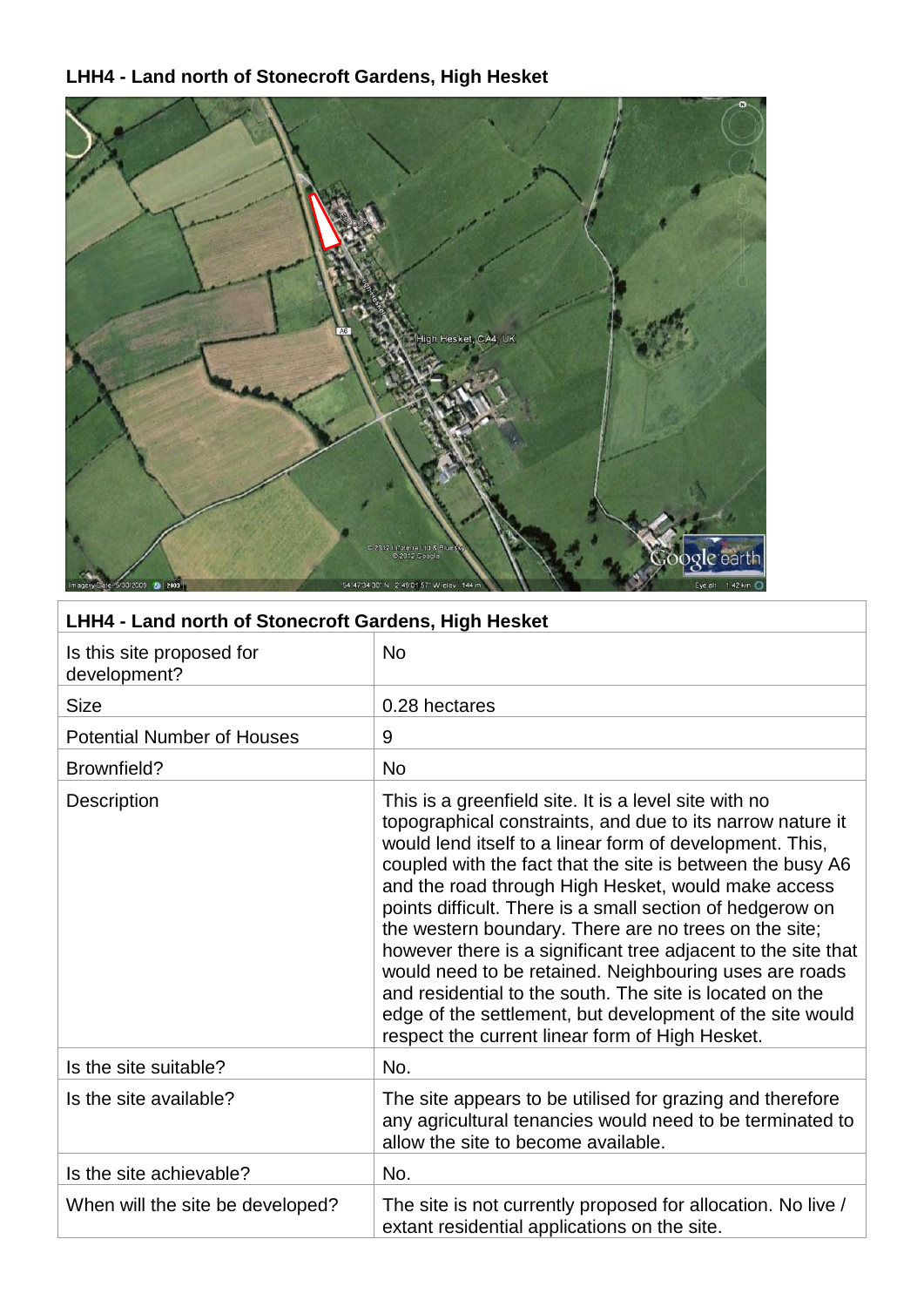**LHH4 - Land north of Stonecroft Gardens, High Hesket**

| LHH4 - Land north of Stonecroft Gardens, High Hesket | |
|---|---|
| Is this site proposed for development? | No |
| Size | 0.28 hectares |
| Potential Number of Houses | 9 |
| Brownfield? | No |
| Description | This is a greenfield site. It is a level site with no topographical constraints, and due to its narrow nature it would lend itself to a linear form of development. This, coupled with the fact that the site is between the busy A6 and the road through High Hesket, would make access points difficult. There is a small section of hedgerow on the western boundary. There are no trees on the site; however there is a significant tree adjacent to the site that would need to be retained. Neighbouring uses are roads and residential to the south. The site is located on the edge of the settlement, but development of the site would respect the current linear form of High Hesket. |
| Is the site suitable? | No. |
| Is the site available? | The site appears to be utilised for grazing and therefore any agricultural tenancies would need to be terminated to allow the site to become available. |
| Is the site achievable? | No. |
| When will the site be developed? | The site is not currently proposed for allocation. No live / extant residential applications on the site. |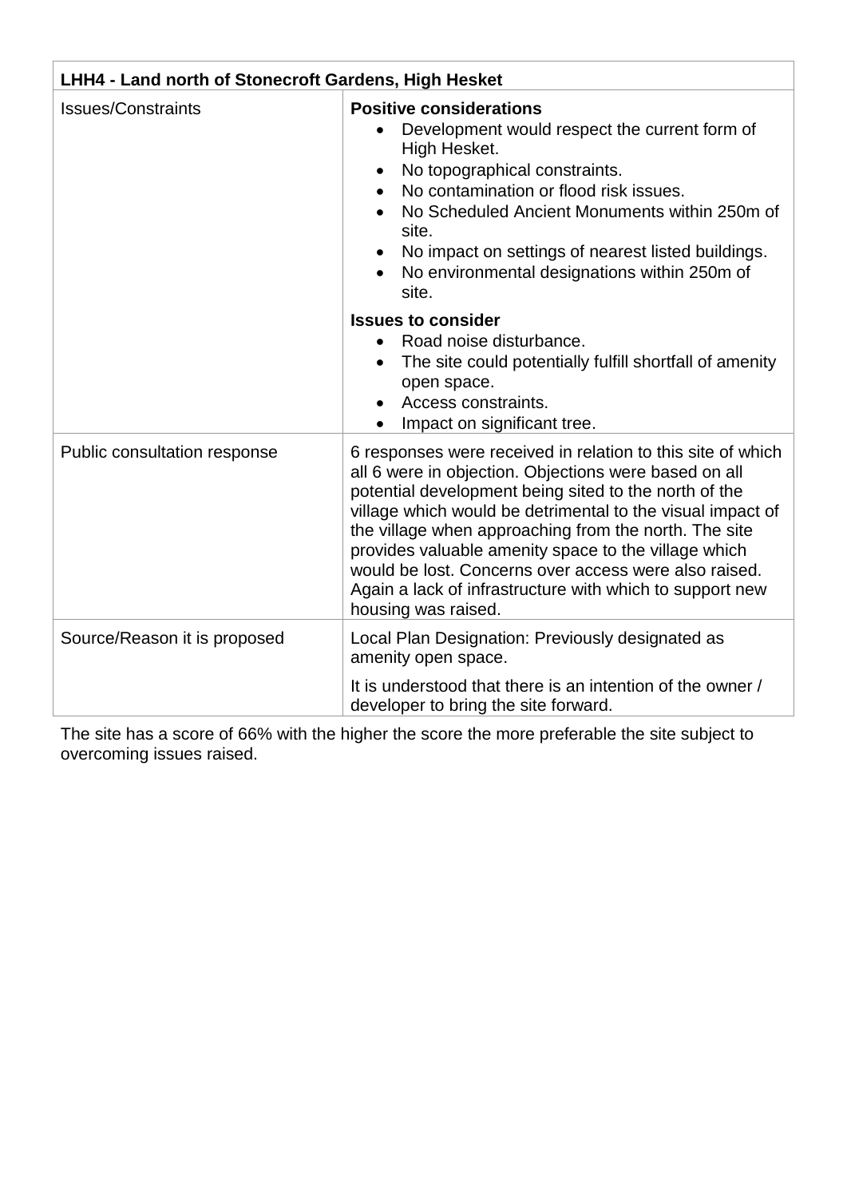| LHH4 - Land north of Stonecroft Gardens, High Hesket | |
|---|---|
| Issues/Constraints | **Positive considerations**<br>• Development would respect the current form of High Hesket.<br>• No topographical constraints.<br>• No contamination or flood risk issues.<br>• No Scheduled Ancient Monuments within 250m of site.<br>• No impact on settings of nearest listed buildings.<br>• No environmental designations within 250m of site.<br><br>**Issues to consider**<br>• Road noise disturbance.<br>• The site could potentially fulfill shortfall of amenity open space.<br>• Access constraints.<br>• Impact on significant tree. |
| Public consultation response | 6 responses were received in relation to this site of which all 6 were in objection. Objections were based on all potential development being sited to the north of the village which would be detrimental to the visual impact of the village when approaching from the north. The site provides valuable amenity space to the village which would be lost. Concerns over access were also raised. Again a lack of infrastructure with which to support new housing was raised. |
| Source/Reason it is proposed | Local Plan Designation: Previously designated as amenity open space.<br><br>It is understood that there is an intention of the owner / developer to bring the site forward. |

The site has a score of 66% with the higher the score the more preferable the site subject to overcoming issues raised.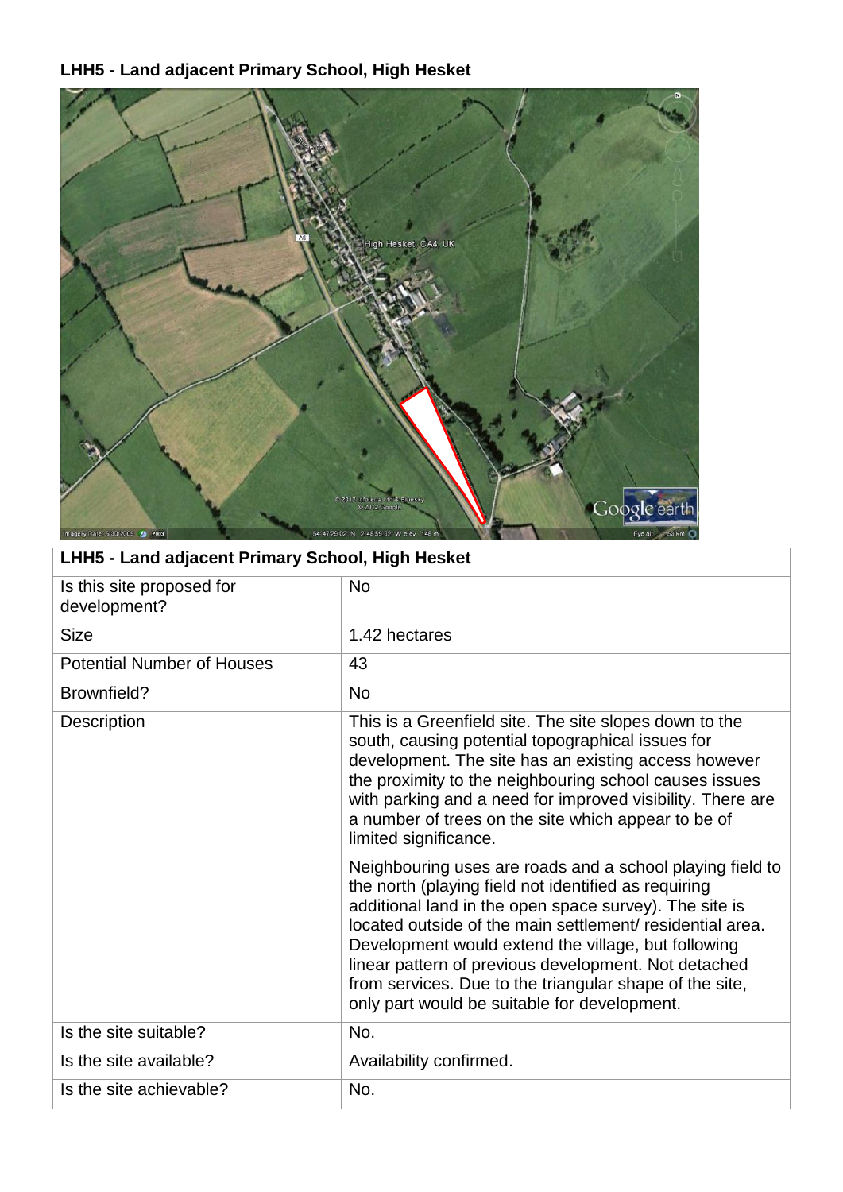**LHH5 - Land adjacent Primary School, High Hesket**

| LHH5 - Land adjacent Primary School, High Hesket | |
|---|---|
| Is this site proposed for development? | No |
| Size | 1.42 hectares |
| Potential Number of Houses | 43 |
| Brownfield? | No |
| Description | This is a Greenfield site. The site slopes down to the south, causing potential topographical issues for development. The site has an existing access however the proximity to the neighbouring school causes issues with parking and a need for improved visibility. There are a number of trees on the site which appear to be of limited significance.<br><br>Neighbouring uses are roads and a school playing field to the north (playing field not identified as requiring additional land in the open space survey). The site is located outside of the main settlement/ residential area. Development would extend the village, but following linear pattern of previous development. Not detached from services. Due to the triangular shape of the site, only part would be suitable for development. |
| Is the site suitable? | No. |
| Is the site available? | Availability confirmed. |
| Is the site achievable? | No. |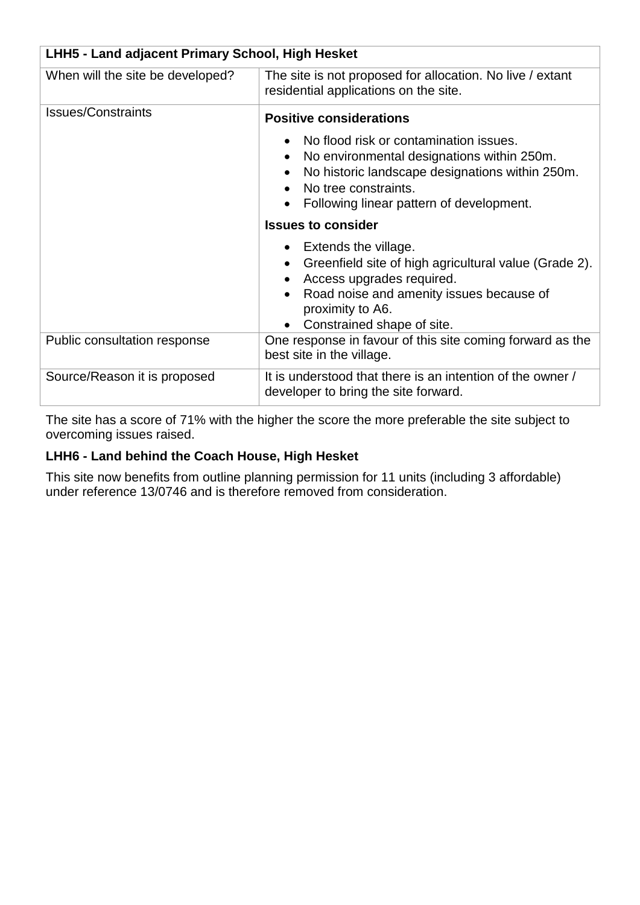| LHH5 - Land adjacent Primary School, High Hesket | |
|---|---|
| When will the site be developed? | The site is not proposed for allocation. No live / extant residential applications on the site. |
| Issues/Constraints | **Positive considerations**<br>• No flood risk or contamination issues.<br>• No environmental designations within 250m.<br>• No historic landscape designations within 250m.<br>• No tree constraints.<br>• Following linear pattern of development.<br>**Issues to consider**<br>• Extends the village.<br>• Greenfield site of high agricultural value (Grade 2).<br>• Access upgrades required.<br>• Road noise and amenity issues because of proximity to A6.<br>• Constrained shape of site. |
| Public consultation response | One response in favour of this site coming forward as the best site in the village. |
| Source/Reason it is proposed | It is understood that there is an intention of the owner / developer to bring the site forward. |

The site has a score of 71% with the higher the score the more preferable the site subject to overcoming issues raised.

**LHH6 - Land behind the Coach House, High Hesket**

This site now benefits from outline planning permission for 11 units (including 3 affordable) under reference 13/0746 and is therefore removed from consideration.